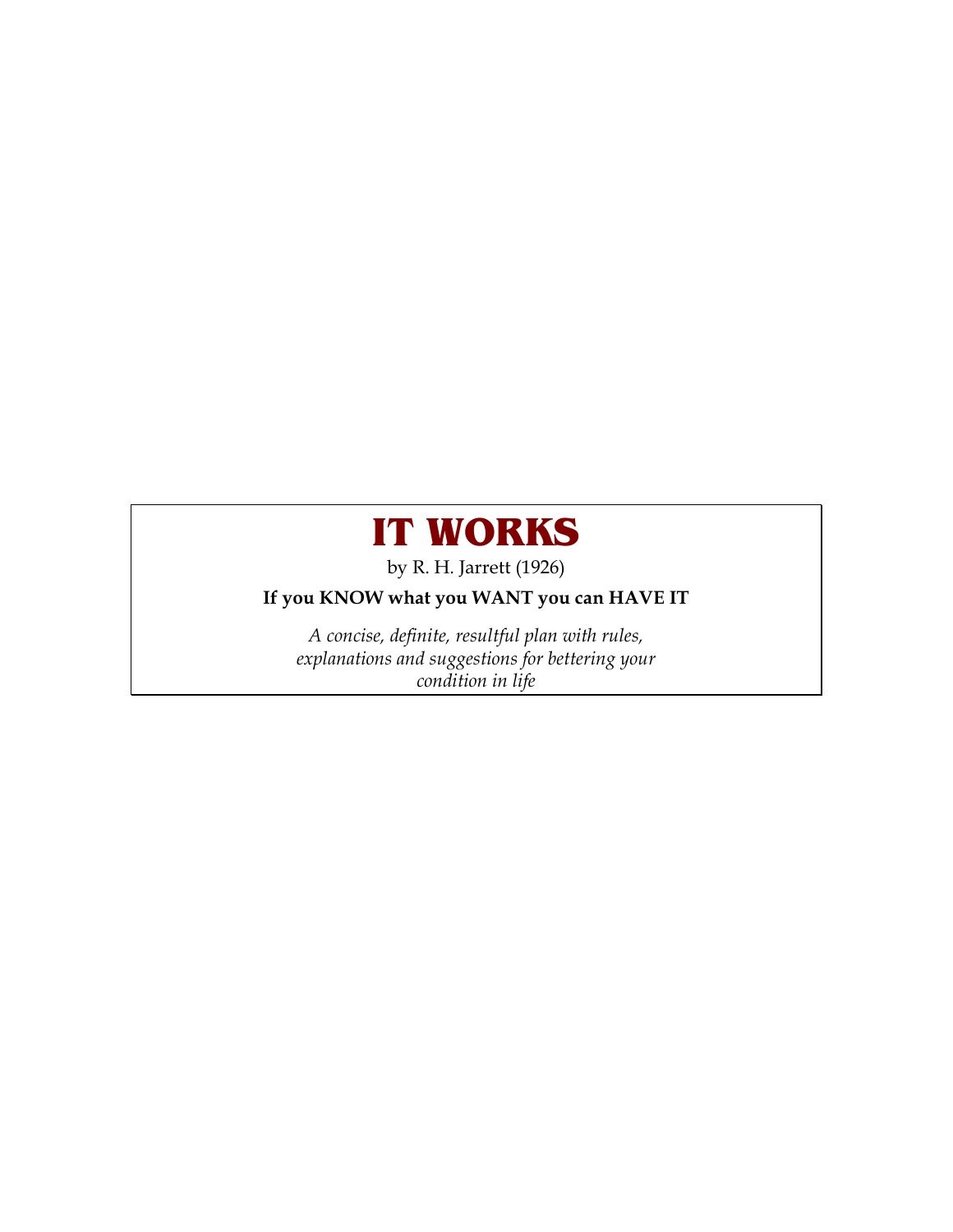# IT WORKS

by R. H. Jarrett (1926)

**If you KNOW what you WANT you can HAVE IT**

*A concise, definite, resultful plan with rules, explanations and suggestions for bettering your condition in life*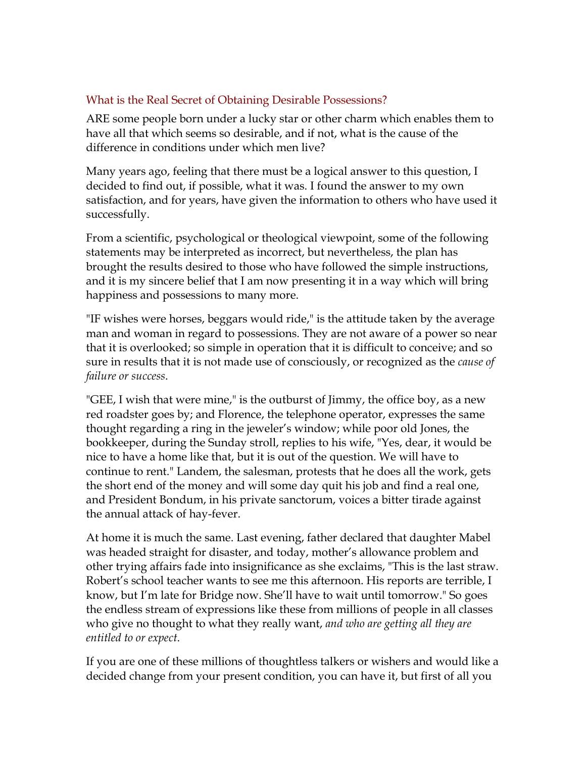## What is the Real Secret of Obtaining Desirable Possessions?

ARE some people born under a lucky star or other charm which enables them to have all that which seems so desirable, and if not, what is the cause of the difference in conditions under which men live?

Many years ago, feeling that there must be a logical answer to this question, I decided to find out, if possible, what it was. I found the answer to my own satisfaction, and for years, have given the information to others who have used it successfully.

From a scientific, psychological or theological viewpoint, some of the following statements may be interpreted as incorrect, but nevertheless, the plan has brought the results desired to those who have followed the simple instructions, and it is my sincere belief that I am now presenting it in a way which will bring happiness and possessions to many more.

"IF wishes were horses, beggars would ride," is the attitude taken by the average man and woman in regard to possessions. They are not aware of a power so near that it is overlooked; so simple in operation that it is difficult to conceive; and so sure in results that it is not made use of consciously, or recognized as the *cause of failure or success*.

"GEE, I wish that were mine," is the outburst of Jimmy, the office boy, as a new red roadster goes by; and Florence, the telephone operator, expresses the same thought regarding a ring in the jeweler's window; while poor old Jones, the bookkeeper, during the Sunday stroll, replies to his wife, "Yes, dear, it would be nice to have a home like that, but it is out of the question. We will have to continue to rent." Landem, the salesman, protests that he does all the work, gets the short end of the money and will some day quit his job and find a real one, and President Bondum, in his private sanctorum, voices a bitter tirade against the annual attack of hay-fever.

At home it is much the same. Last evening, father declared that daughter Mabel was headed straight for disaster, and today, mother's allowance problem and other trying affairs fade into insignificance as she exclaims, "This is the last straw. Robert's school teacher wants to see me this afternoon. His reports are terrible, I know, but I'm late for Bridge now. She'll have to wait until tomorrow." So goes the endless stream of expressions like these from millions of people in all classes who give no thought to what they really want, *and who are getting all they are entitled to or expect*.

If you are one of these millions of thoughtless talkers or wishers and would like a decided change from your present condition, you can have it, but first of all you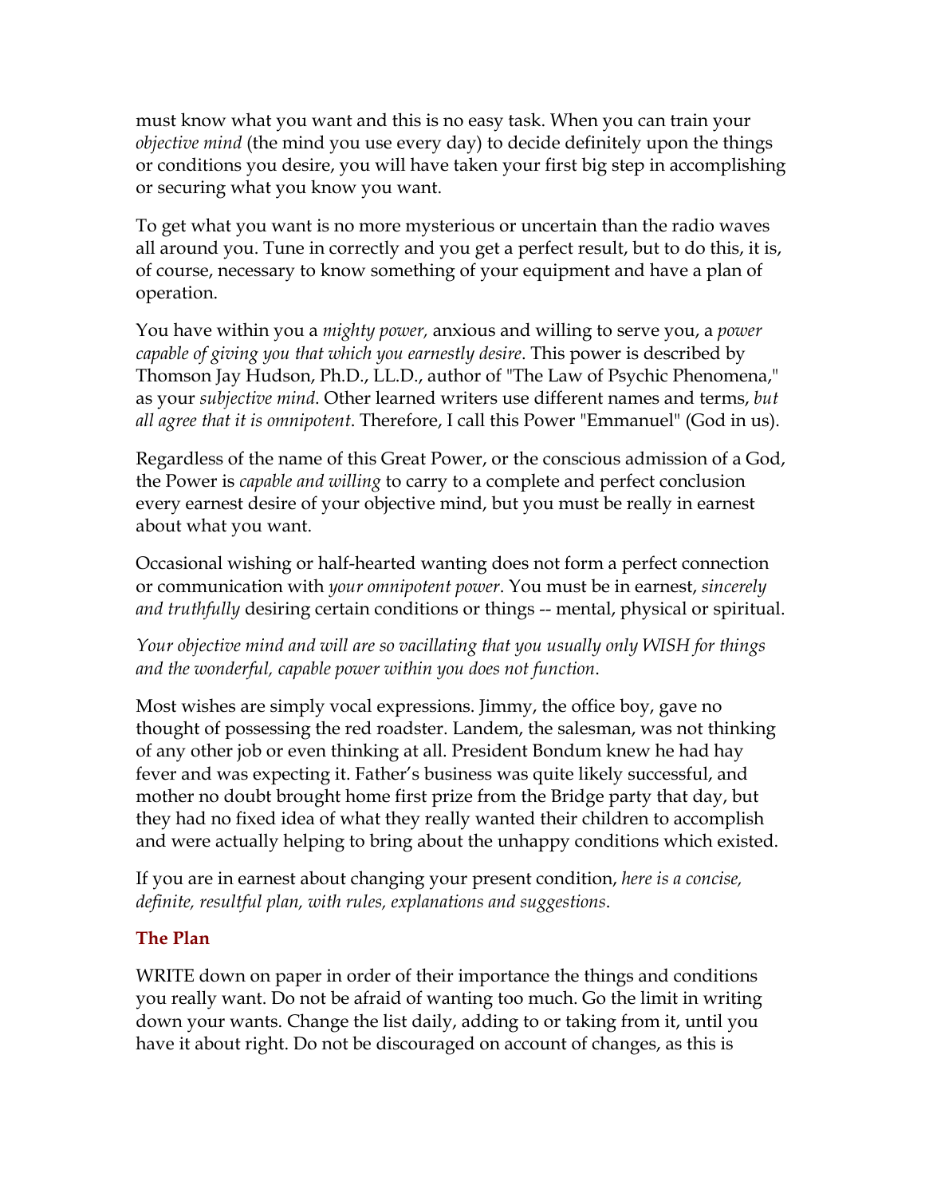must know what you want and this is no easy task. When you can train your *objective mind* (the mind you use every day) to decide definitely upon the things or conditions you desire, you will have taken your first big step in accomplishing or securing what you know you want.

To get what you want is no more mysterious or uncertain than the radio waves all around you. Tune in correctly and you get a perfect result, but to do this, it is, of course, necessary to know something of your equipment and have a plan of operation.

You have within you a *mighty power,* anxious and willing to serve you, a *power capable of giving you that which you earnestly desire*. This power is described by Thomson Jay Hudson, Ph.D., LL.D., author of "The Law of Psychic Phenomena," as your *subjective mind*. Other learned writers use different names and terms, *but all agree that it is omnipotent*. Therefore, I call this Power "Emmanuel" (God in us).

Regardless of the name of this Great Power, or the conscious admission of a God, the Power is *capable and willing* to carry to a complete and perfect conclusion every earnest desire of your objective mind, but you must be really in earnest about what you want.

Occasional wishing or half-hearted wanting does not form a perfect connection or communication with *your omnipotent power*. You must be in earnest, *sincerely and truthfully* desiring certain conditions or things -- mental, physical or spiritual.

*Your objective mind and will are so vacillating that you usually only WISH for things and the wonderful, capable power within you does not function*.

Most wishes are simply vocal expressions. Jimmy, the office boy, gave no thought of possessing the red roadster. Landem, the salesman, was not thinking of any other job or even thinking at all. President Bondum knew he had hay fever and was expecting it. Father's business was quite likely successful, and mother no doubt brought home first prize from the Bridge party that day, but they had no fixed idea of what they really wanted their children to accomplish and were actually helping to bring about the unhappy conditions which existed.

If you are in earnest about changing your present condition, *here is a concise, definite, resultful plan, with rules, explanations and suggestions*.

### The Plan

WRITE down on paper in order of their importance the things and conditions you really want. Do not be afraid of wanting too much. Go the limit in writing down your wants. Change the list daily, adding to or taking from it, until you have it about right. Do not be discouraged on account of changes, as this is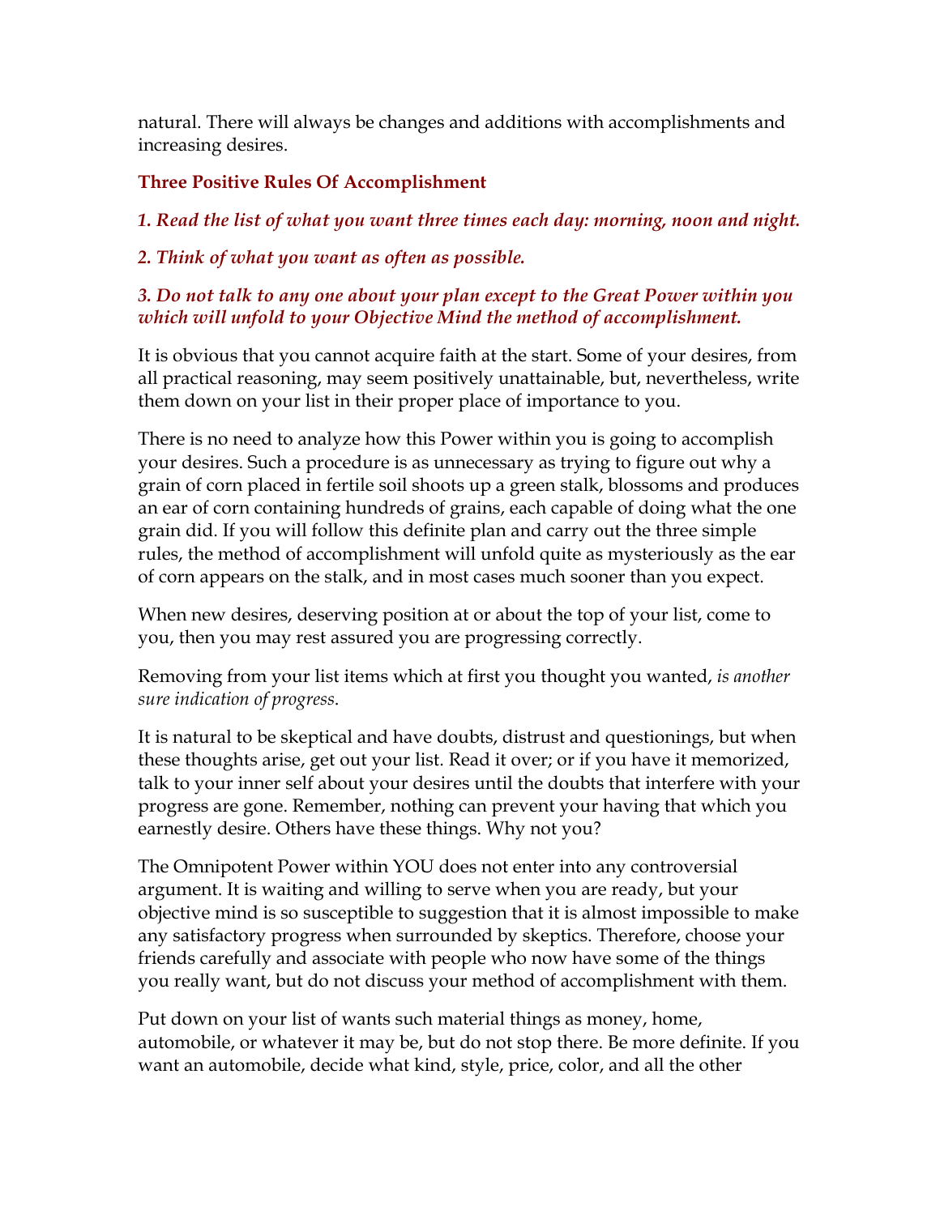natural. There will always be changes and additions with accomplishments and increasing desires.

### Three Positive Rules Of Accomplishment

***1. Read the list of what you want three times each day: morning, noon and night.***

***2. Think of what you want as often as possible.***

***3. Do not talk to any one about your plan except to the Great Power within you which will unfold to your Objective Mind the method of accomplishment.***

It is obvious that you cannot acquire faith at the start. Some of your desires, from all practical reasoning, may seem positively unattainable, but, nevertheless, write them down on your list in their proper place of importance to you.

There is no need to analyze how this Power within you is going to accomplish your desires. Such a procedure is as unnecessary as trying to figure out why a grain of corn placed in fertile soil shoots up a green stalk, blossoms and produces an ear of corn containing hundreds of grains, each capable of doing what the one grain did. If you will follow this definite plan and carry out the three simple rules, the method of accomplishment will unfold quite as mysteriously as the ear of corn appears on the stalk, and in most cases much sooner than you expect.

When new desires, deserving position at or about the top of your list, come to you, then you may rest assured you are progressing correctly.

Removing from your list items which at first you thought you wanted, *is another sure indication of progress.*

It is natural to be skeptical and have doubts, distrust and questionings, but when these thoughts arise, get out your list. Read it over; or if you have it memorized, talk to your inner self about your desires until the doubts that interfere with your progress are gone. Remember, nothing can prevent your having that which you earnestly desire. Others have these things. Why not you?

The Omnipotent Power within YOU does not enter into any controversial argument. It is waiting and willing to serve when you are ready, but your objective mind is so susceptible to suggestion that it is almost impossible to make any satisfactory progress when surrounded by skeptics. Therefore, choose your friends carefully and associate with people who now have some of the things you really want, but do not discuss your method of accomplishment with them.

Put down on your list of wants such material things as money, home, automobile, or whatever it may be, but do not stop there. Be more definite. If you want an automobile, decide what kind, style, price, color, and all the other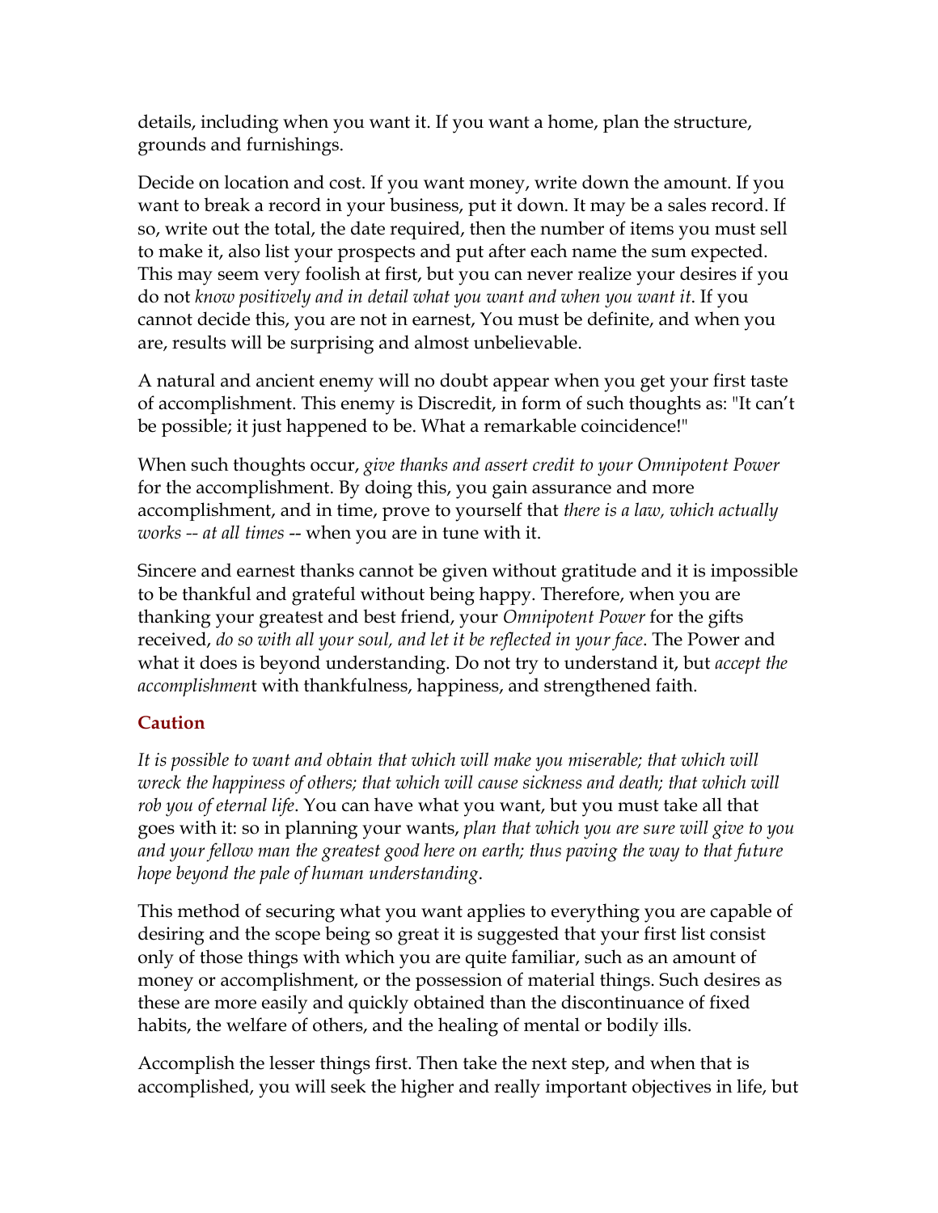details, including when you want it. If you want a home, plan the structure, grounds and furnishings.

Decide on location and cost. If you want money, write down the amount. If you want to break a record in your business, put it down. It may be a sales record. If so, write out the total, the date required, then the number of items you must sell to make it, also list your prospects and put after each name the sum expected. This may seem very foolish at first, but you can never realize your desires if you do not *know positively and in detail what you want and when you want it*. If you cannot decide this, you are not in earnest, You must be definite, and when you are, results will be surprising and almost unbelievable.

A natural and ancient enemy will no doubt appear when you get your first taste of accomplishment. This enemy is Discredit, in form of such thoughts as: "It can't be possible; it just happened to be. What a remarkable coincidence!"

When such thoughts occur, *give thanks and assert credit to your Omnipotent Power* for the accomplishment. By doing this, you gain assurance and more accomplishment, and in time, prove to yourself that *there is a law, which actually works -- at all times* -- when you are in tune with it.

Sincere and earnest thanks cannot be given without gratitude and it is impossible to be thankful and grateful without being happy. Therefore, when you are thanking your greatest and best friend, your *Omnipotent Power* for the gifts received, *do so with all your soul, and let it be reflected in your face*. The Power and what it does is beyond understanding. Do not try to understand it, but *accept the accomplishmen*t with thankfulness, happiness, and strengthened faith.

### Caution

*It is possible to want and obtain that which will make you miserable; that which will wreck the happiness of others; that which will cause sickness and death; that which will rob you of eternal life.* You can have what you want, but you must take all that goes with it: so in planning your wants, *plan that which you are sure will give to you and your fellow man the greatest good here on earth; thus paving the way to that future hope beyond the pale of human understanding*.

This method of securing what you want applies to everything you are capable of desiring and the scope being so great it is suggested that your first list consist only of those things with which you are quite familiar, such as an amount of money or accomplishment, or the possession of material things. Such desires as these are more easily and quickly obtained than the discontinuance of fixed habits, the welfare of others, and the healing of mental or bodily ills.

Accomplish the lesser things first. Then take the next step, and when that is accomplished, you will seek the higher and really important objectives in life, but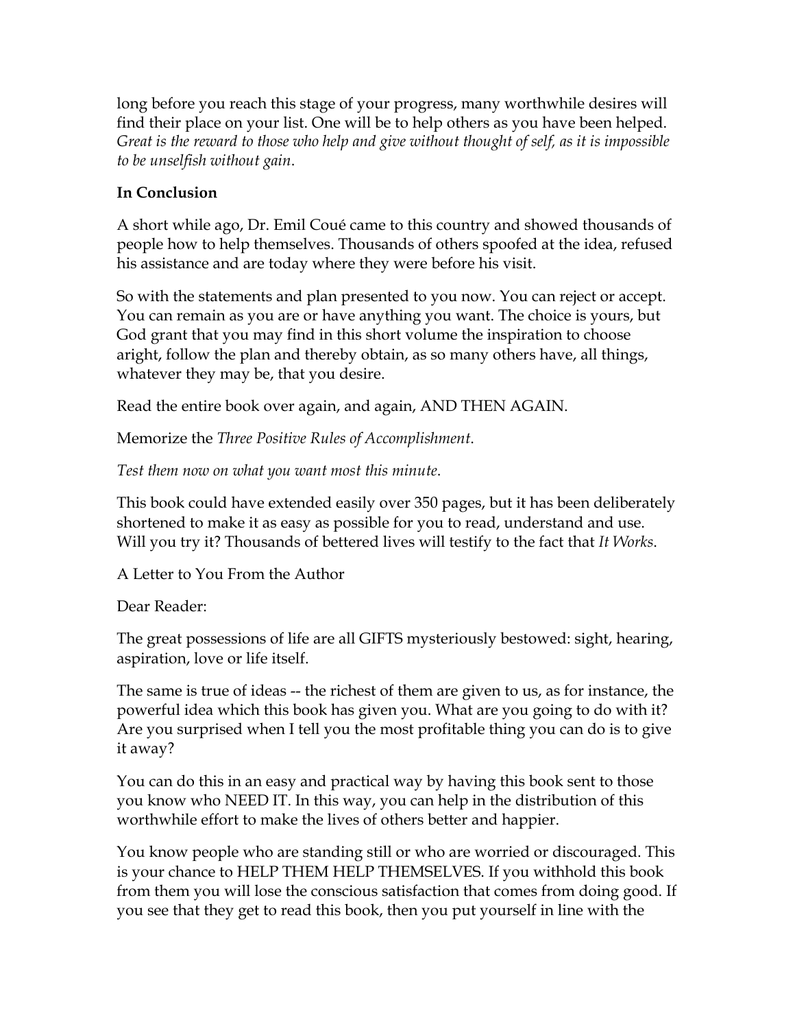long before you reach this stage of your progress, many worthwhile desires will find their place on your list. One will be to help others as you have been helped. *Great is the reward to those who help and give without thought of self, as it is impossible to be unselfish without gain*.

**In Conclusion**

A short while ago, Dr. Emil Coué came to this country and showed thousands of people how to help themselves. Thousands of others spoofed at the idea, refused his assistance and are today where they were before his visit.

So with the statements and plan presented to you now. You can reject or accept. You can remain as you are or have anything you want. The choice is yours, but God grant that you may find in this short volume the inspiration to choose aright, follow the plan and thereby obtain, as so many others have, all things, whatever they may be, that you desire.

Read the entire book over again, and again, AND THEN AGAIN.

Memorize the *Three Positive Rules of Accomplishment*.

*Test them now on what you want most this minute*.

This book could have extended easily over 350 pages, but it has been deliberately shortened to make it as easy as possible for you to read, understand and use. Will you try it? Thousands of bettered lives will testify to the fact that *It Works*.

A Letter to You From the Author

Dear Reader:

The great possessions of life are all GIFTS mysteriously bestowed: sight, hearing, aspiration, love or life itself.

The same is true of ideas -- the richest of them are given to us, as for instance, the powerful idea which this book has given you. What are you going to do with it? Are you surprised when I tell you the most profitable thing you can do is to give it away?

You can do this in an easy and practical way by having this book sent to those you know who NEED IT. In this way, you can help in the distribution of this worthwhile effort to make the lives of others better and happier.

You know people who are standing still or who are worried or discouraged. This is your chance to HELP THEM HELP THEMSELVES. If you withhold this book from them you will lose the conscious satisfaction that comes from doing good. If you see that they get to read this book, then you put yourself in line with the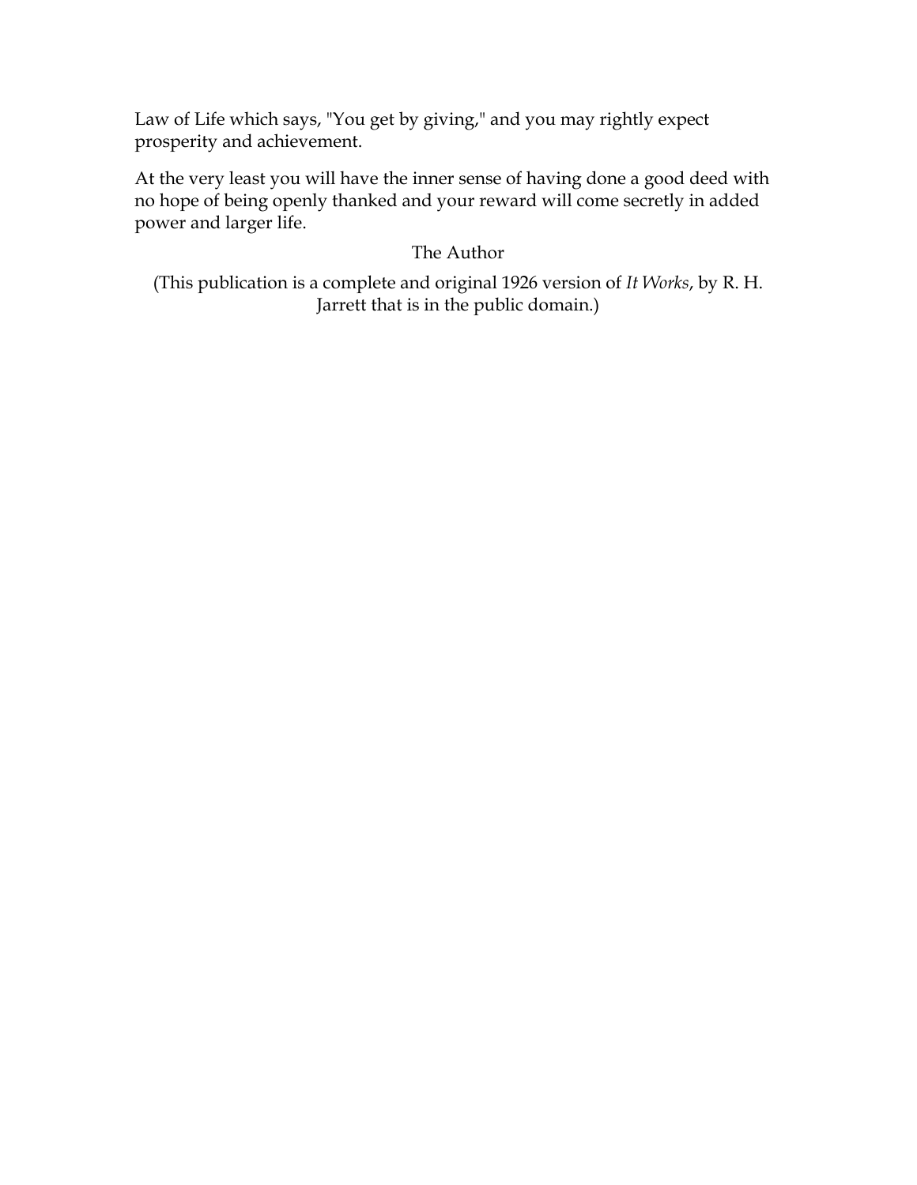Law of Life which says, "You get by giving," and you may rightly expect prosperity and achievement.

At the very least you will have the inner sense of having done a good deed with no hope of being openly thanked and your reward will come secretly in added power and larger life.

The Author

(This publication is a complete and original 1926 version of *It Works*, by R. H. Jarrett that is in the public domain.)